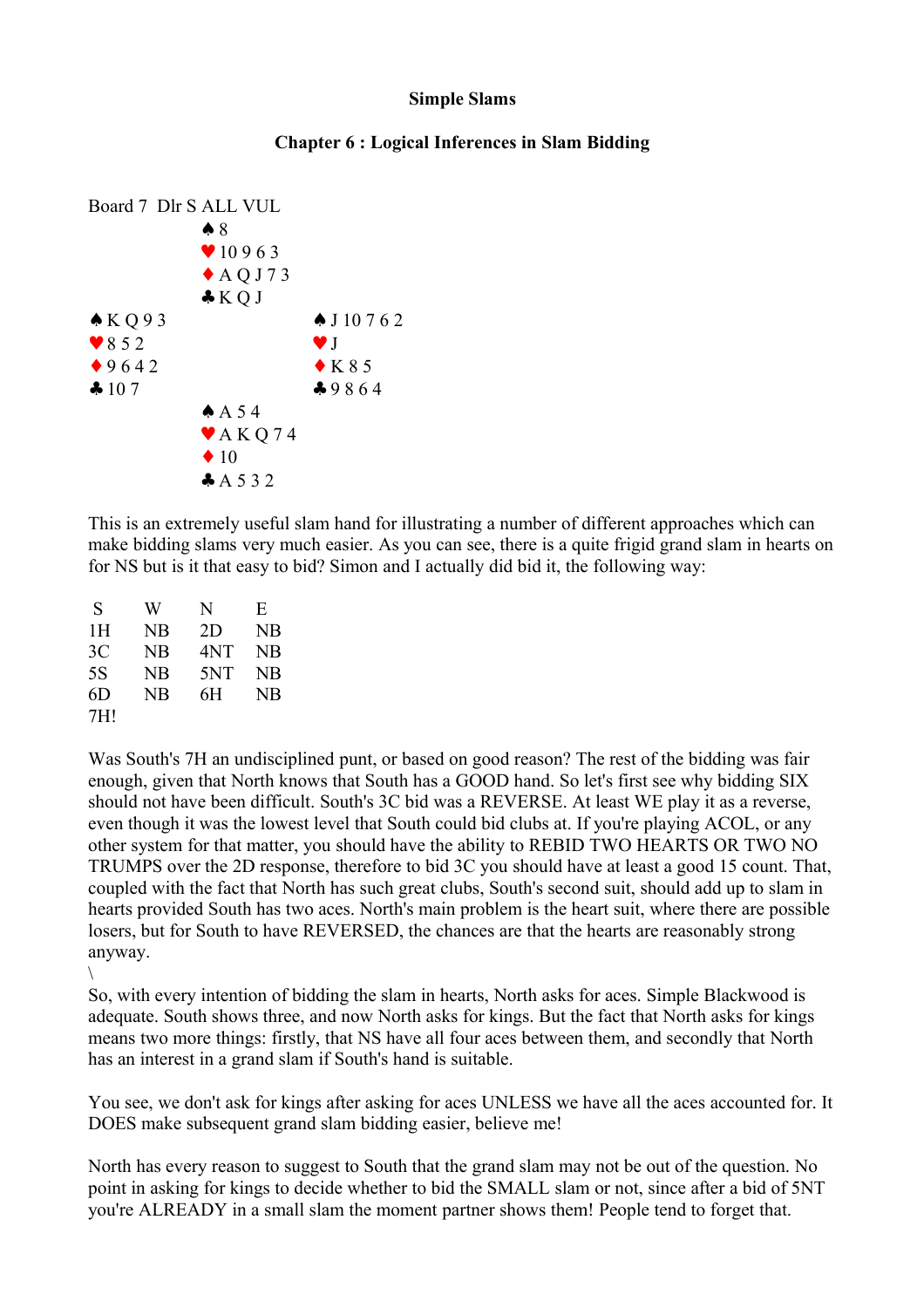**Simple Slams**

**Chapter 6 : Logical Inferences in Slam Bidding**

Board 7 Dlr S ALL VUL

```
            ♠ 8
            ♥ 10 9 6 3
            ♦ A Q J 7 3
            ♣ K Q J
♠ K Q 9 3               ♠ J 10 7 6 2
♥ 8 5 2                 ♥ J
♦ 9 6 4 2               ♦ K 8 5
♣ 10 7                  ♣ 9 8 6 4
            ♠ A 5 4
            ♥ A K Q 7 4
            ♦ 10
            ♣ A 5 3 2
```

This is an extremely useful slam hand for illustrating a number of different approaches which can make bidding slams very much easier. As you can see, there is a quite frigid grand slam in hearts on for NS but is it that easy to bid? Simon and I actually did bid it, the following way:

| S | W | N | E |
|---|---|---|---|
| 1H | NB | 2D | NB |
| 3C | NB | 4NT | NB |
| 5S | NB | 5NT | NB |
| 6D | NB | 6H | NB |
| 7H! | | | |

Was South's 7H an undisciplined punt, or based on good reason? The rest of the bidding was fair enough, given that North knows that South has a GOOD hand. So let's first see why bidding SIX should not have been difficult. South's 3C bid was a REVERSE. At least WE play it as a reverse, even though it was the lowest level that South could bid clubs at. If you're playing ACOL, or any other system for that matter, you should have the ability to REBID TWO HEARTS OR TWO NO TRUMPS over the 2D response, therefore to bid 3C you should have at least a good 15 count. That, coupled with the fact that North has such great clubs, South's second suit, should add up to slam in hearts provided South has two aces. North's main problem is the heart suit, where there are possible losers, but for South to have REVERSED, the chances are that the hearts are reasonably strong anyway.
\
So, with every intention of bidding the slam in hearts, North asks for aces. Simple Blackwood is adequate. South shows three, and now North asks for kings. But the fact that North asks for kings means two more things: firstly, that NS have all four aces between them, and secondly that North has an interest in a grand slam if South's hand is suitable.

You see, we don't ask for kings after asking for aces UNLESS we have all the aces accounted for. It DOES make subsequent grand slam bidding easier, believe me!

North has every reason to suggest to South that the grand slam may not be out of the question. No point in asking for kings to decide whether to bid the SMALL slam or not, since after a bid of 5NT you're ALREADY in a small slam the moment partner shows them! People tend to forget that.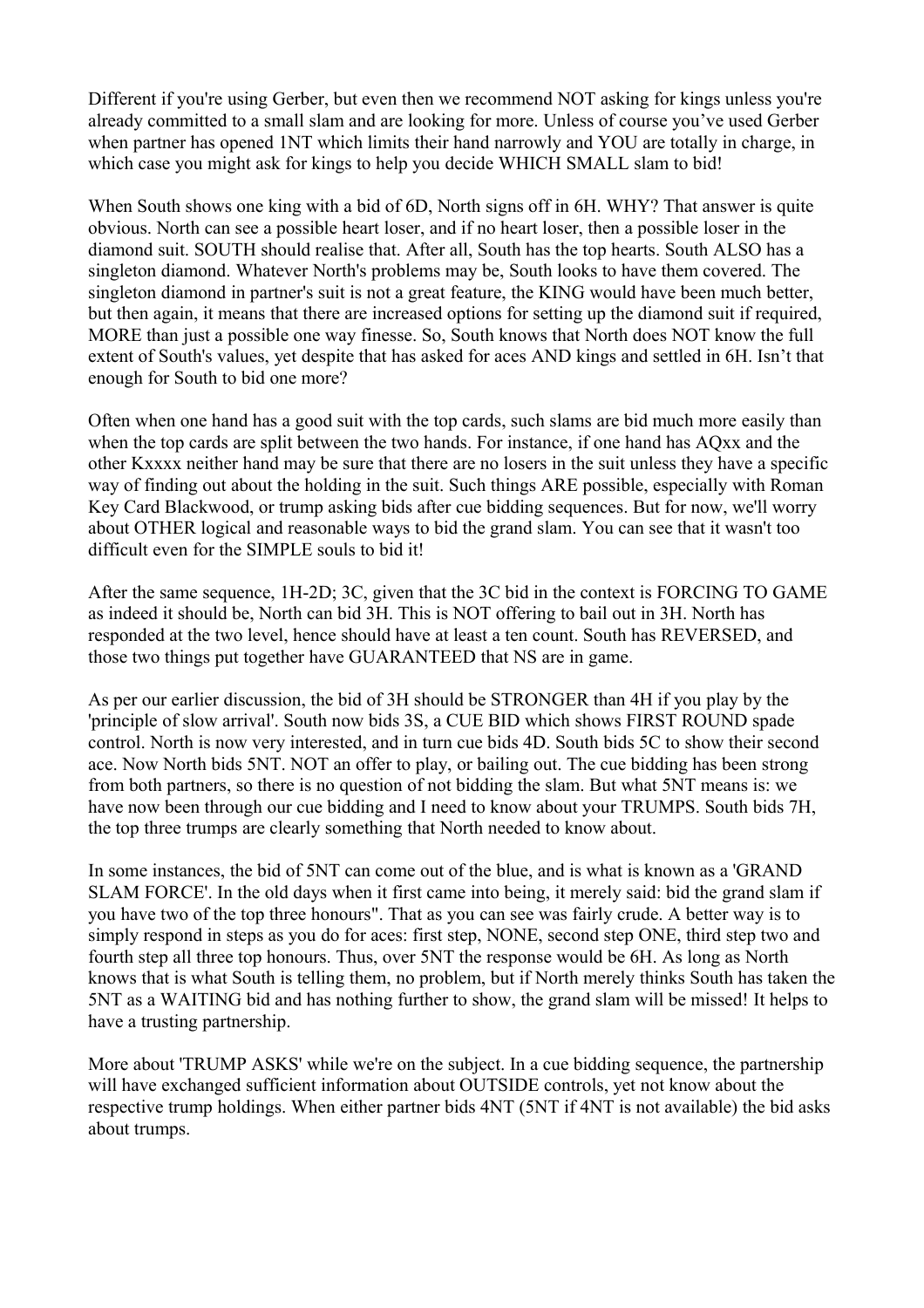Different if you're using Gerber, but even then we recommend NOT asking for kings unless you're already committed to a small slam and are looking for more. Unless of course you've used Gerber when partner has opened 1NT which limits their hand narrowly and YOU are totally in charge, in which case you might ask for kings to help you decide WHICH SMALL slam to bid!

When South shows one king with a bid of 6D, North signs off in 6H. WHY? That answer is quite obvious. North can see a possible heart loser, and if no heart loser, then a possible loser in the diamond suit. SOUTH should realise that. After all, South has the top hearts. South ALSO has a singleton diamond. Whatever North's problems may be, South looks to have them covered. The singleton diamond in partner's suit is not a great feature, the KING would have been much better, but then again, it means that there are increased options for setting up the diamond suit if required, MORE than just a possible one way finesse. So, South knows that North does NOT know the full extent of South's values, yet despite that has asked for aces AND kings and settled in 6H. Isn't that enough for South to bid one more?

Often when one hand has a good suit with the top cards, such slams are bid much more easily than when the top cards are split between the two hands. For instance, if one hand has AQxx and the other Kxxxx neither hand may be sure that there are no losers in the suit unless they have a specific way of finding out about the holding in the suit. Such things ARE possible, especially with Roman Key Card Blackwood, or trump asking bids after cue bidding sequences. But for now, we'll worry about OTHER logical and reasonable ways to bid the grand slam. You can see that it wasn't too difficult even for the SIMPLE souls to bid it!

After the same sequence, 1H-2D; 3C, given that the 3C bid in the context is FORCING TO GAME as indeed it should be, North can bid 3H. This is NOT offering to bail out in 3H. North has responded at the two level, hence should have at least a ten count. South has REVERSED, and those two things put together have GUARANTEED that NS are in game.

As per our earlier discussion, the bid of 3H should be STRONGER than 4H if you play by the 'principle of slow arrival'. South now bids 3S, a CUE BID which shows FIRST ROUND spade control. North is now very interested, and in turn cue bids 4D. South bids 5C to show their second ace. Now North bids 5NT. NOT an offer to play, or bailing out. The cue bidding has been strong from both partners, so there is no question of not bidding the slam. But what 5NT means is: we have now been through our cue bidding and I need to know about your TRUMPS. South bids 7H, the top three trumps are clearly something that North needed to know about.

In some instances, the bid of 5NT can come out of the blue, and is what is known as a 'GRAND SLAM FORCE'. In the old days when it first came into being, it merely said: bid the grand slam if you have two of the top three honours". That as you can see was fairly crude. A better way is to simply respond in steps as you do for aces: first step, NONE, second step ONE, third step two and fourth step all three top honours. Thus, over 5NT the response would be 6H. As long as North knows that is what South is telling them, no problem, but if North merely thinks South has taken the 5NT as a WAITING bid and has nothing further to show, the grand slam will be missed! It helps to have a trusting partnership.

More about 'TRUMP ASKS' while we're on the subject. In a cue bidding sequence, the partnership will have exchanged sufficient information about OUTSIDE controls, yet not know about the respective trump holdings. When either partner bids 4NT (5NT if 4NT is not available) the bid asks about trumps.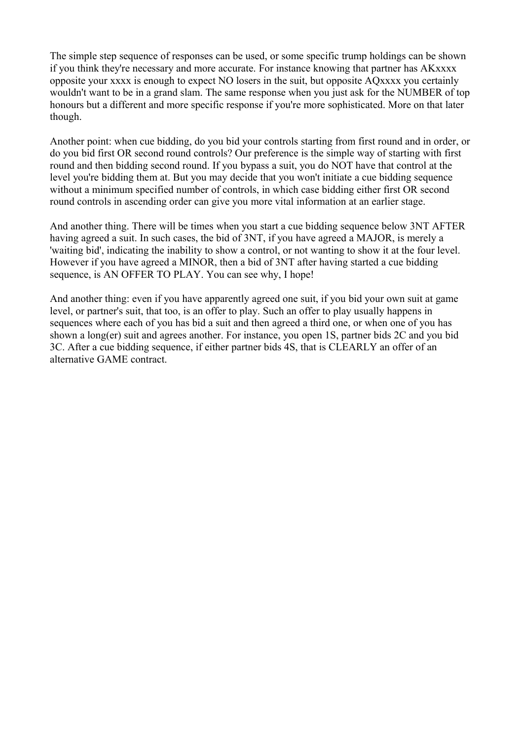The simple step sequence of responses can be used, or some specific trump holdings can be shown if you think they're necessary and more accurate. For instance knowing that partner has AKxxxx opposite your xxxx is enough to expect NO losers in the suit, but opposite AQxxxx you certainly wouldn't want to be in a grand slam. The same response when you just ask for the NUMBER of top honours but a different and more specific response if you're more sophisticated. More on that later though.

Another point: when cue bidding, do you bid your controls starting from first round and in order, or do you bid first OR second round controls? Our preference is the simple way of starting with first round and then bidding second round. If you bypass a suit, you do NOT have that control at the level you're bidding them at. But you may decide that you won't initiate a cue bidding sequence without a minimum specified number of controls, in which case bidding either first OR second round controls in ascending order can give you more vital information at an earlier stage.

And another thing. There will be times when you start a cue bidding sequence below 3NT AFTER having agreed a suit. In such cases, the bid of 3NT, if you have agreed a MAJOR, is merely a 'waiting bid', indicating the inability to show a control, or not wanting to show it at the four level. However if you have agreed a MINOR, then a bid of 3NT after having started a cue bidding sequence, is AN OFFER TO PLAY. You can see why, I hope!

And another thing: even if you have apparently agreed one suit, if you bid your own suit at game level, or partner's suit, that too, is an offer to play. Such an offer to play usually happens in sequences where each of you has bid a suit and then agreed a third one, or when one of you has shown a long(er) suit and agrees another. For instance, you open 1S, partner bids 2C and you bid 3C. After a cue bidding sequence, if either partner bids 4S, that is CLEARLY an offer of an alternative GAME contract.